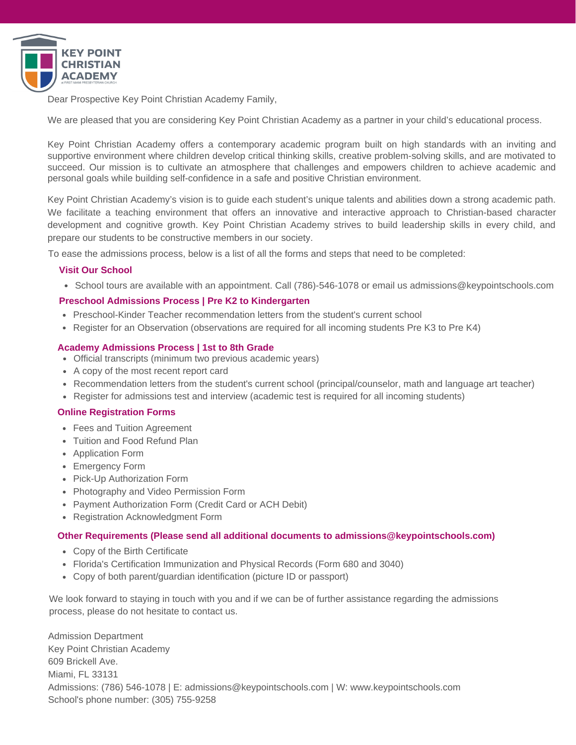**KEY POINT CHRISTIAN ACADEMY**

Dear Prospective Key Point Christian Academy Family,

We are pleased that you are considering Key Point Christian Academy as a partner in your child's educational process.

Key Point Christian Academy offers a contemporary academic program built on high standards with an inviting and supportive environment where children develop critical thinking skills, creative problem-solving skills, and are motivated to succeed. Our mission is to cultivate an atmosphere that challenges and empowers children to achieve academic and personal goals while building self-confidence in a safe and positive Christian environment.

Key Point Christian Academy's vision is to guide each student's unique talents and abilities down a strong academic path. We facilitate a teaching environment that offers an innovative and interactive approach to Christian-based character development and cognitive growth. Key Point Christian Academy strives to build leadership skills in every child, and prepare our students to be constructive members in our society.

To ease the admissions process, below is a list of all the forms and steps that need to be completed:

**Visit Our School**

- School tours are available with an appointment. Call (786)-546-1078 or email us admissions@keypointschools.com

**Preschool Admissions Process | Pre K2 to Kindergarten**

- Preschool-Kinder Teacher recommendation letters from the student's current school
- Register for an Observation (observations are required for all incoming students Pre K3 to Pre K4)

**Academy Admissions Process | 1st to 8th Grade**

- Official transcripts (minimum two previous academic years)
- A copy of the most recent report card
- Recommendation letters from the student's current school (principal/counselor, math and language art teacher)
- Register for admissions test and interview (academic test is required for all incoming students)

**Online Registration Forms**

- Fees and Tuition Agreement
- Tuition and Food Refund Plan
- Application Form
- Emergency Form
- Pick-Up Authorization Form
- Photography and Video Permission Form
- Payment Authorization Form (Credit Card or ACH Debit)
- Registration Acknowledgment Form

**Other Requirements (Please send all additional documents to admissions@keypointschools.com)**

- Copy of the Birth Certificate
- Florida's Certification Immunization and Physical Records (Form 680 and 3040)
- Copy of both parent/guardian identification (picture ID or passport)

We look forward to staying in touch with you and if we can be of further assistance regarding the admissions process, please do not hesitate to contact us.

Admission Department
Key Point Christian Academy
609 Brickell Ave.
Miami, FL 33131
Admissions: (786) 546-1078 | E: admissions@keypointschools.com | W: www.keypointschools.com
School's phone number: (305) 755-9258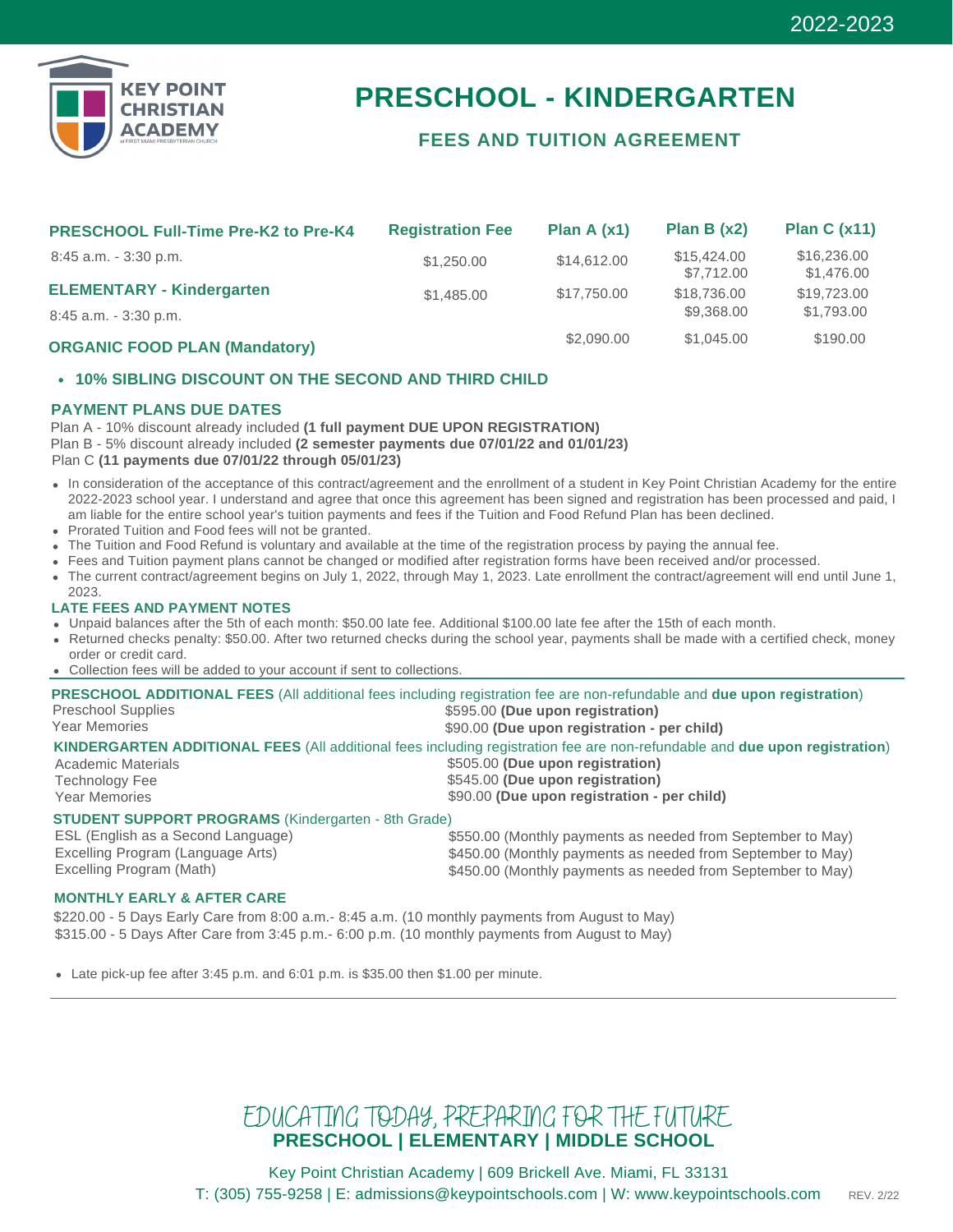2022-2023

KEY POINT CHRISTIAN ACADEMY
at FIRST MIAMI PRESBYTERIAN CHURCH

# PRESCHOOL - KINDERGARTEN

## FEES AND TUITION AGREEMENT

| PRESCHOOL Full-Time Pre-K2 to Pre-K4 | Registration Fee | Plan A (x1) | Plan B (x2) | Plan C (x11) |
|---|---|---|---|---|
| 8:45 a.m. - 3:30 p.m. | $1,250.00 | $14,612.00 | $15,424.00<br>$7,712.00 | $16,236.00<br>$1,476.00 |
| **ELEMENTARY - Kindergarten**<br>8:45 a.m. - 3:30 p.m. | $1,485.00 | $17,750.00 | $18,736.00<br>$9,368.00 | $19,723.00<br>$1,793.00 |
| **ORGANIC FOOD PLAN (Mandatory)** | | $2,090.00 | $1,045.00 | $190.00 |

- **10% SIBLING DISCOUNT ON THE SECOND AND THIRD CHILD**

### PAYMENT PLANS DUE DATES

Plan A - 10% discount already included **(1 full payment DUE UPON REGISTRATION)**
Plan B - 5% discount already included **(2 semester payments due 07/01/22 and 01/01/23)**
Plan C **(11 payments due 07/01/22 through 05/01/23)**

- In consideration of the acceptance of this contract/agreement and the enrollment of a student in Key Point Christian Academy for the entire 2022-2023 school year. I understand and agree that once this agreement has been signed and registration has been processed and paid, I am liable for the entire school year's tuition payments and fees if the Tuition and Food Refund Plan has been declined.
- Prorated Tuition and Food fees will not be granted.
- The Tuition and Food Refund is voluntary and available at the time of the registration process by paying the annual fee.
- Fees and Tuition payment plans cannot be changed or modified after registration forms have been received and/or processed.
- The current contract/agreement begins on July 1, 2022, through May 1, 2023. Late enrollment the contract/agreement will end until June 1, 2023.

### LATE FEES AND PAYMENT NOTES

- Unpaid balances after the 5th of each month: $50.00 late fee. Additional $100.00 late fee after the 15th of each month.
- Returned checks penalty: $50.00. After two returned checks during the school year, payments shall be made with a certified check, money order or credit card.
- Collection fees will be added to your account if sent to collections.

**PRESCHOOL ADDITIONAL FEES** (All additional fees including registration fee are non-refundable and **due upon registration**)

| | |
|---|---|
| Preschool Supplies | $595.00 **(Due upon registration)** |
| Year Memories | $90.00 **(Due upon registration - per child)** |

**KINDERGARTEN ADDITIONAL FEES** (All additional fees including registration fee are non-refundable and **due upon registration**)

| | |
|---|---|
| Academic Materials | $505.00 **(Due upon registration)** |
| Technology Fee | $545.00 **(Due upon registration)** |
| Year Memories | $90.00 **(Due upon registration - per child)** |

**STUDENT SUPPORT PROGRAMS** (Kindergarten - 8th Grade)

| | |
|---|---|
| ESL (English as a Second Language) | $550.00 (Monthly payments as needed from September to May) |
| Excelling Program (Language Arts) | $450.00 (Monthly payments as needed from September to May) |
| Excelling Program (Math) | $450.00 (Monthly payments as needed from September to May) |

### MONTHLY EARLY & AFTER CARE

$220.00 - 5 Days Early Care from 8:00 a.m.- 8:45 a.m. (10 monthly payments from August to May)
$315.00 - 5 Days After Care from 3:45 p.m.- 6:00 p.m. (10 monthly payments from August to May)

- Late pick-up fee after 3:45 p.m. and 6:01 p.m. is $35.00 then $1.00 per minute.

EDUCATING TODAY, PREPARING FOR THE FUTURE
**PRESCHOOL | ELEMENTARY | MIDDLE SCHOOL**

Key Point Christian Academy | 609 Brickell Ave. Miami, FL 33131
T: (305) 755-9258 | E: admissions@keypointschools.com | W: www.keypointschools.com REV. 2/22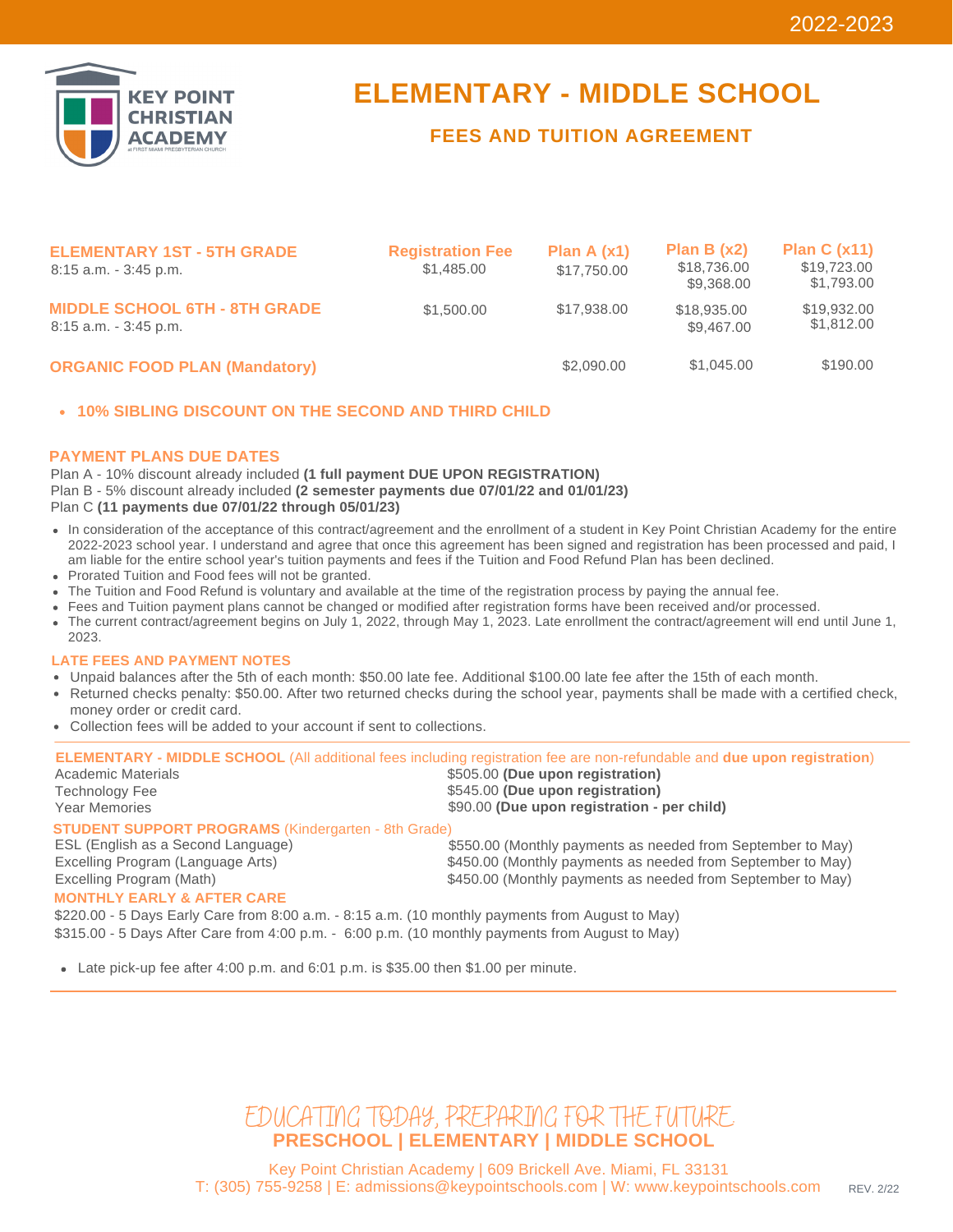2022-2023

KEY POINT CHRISTIAN ACADEMY at FIRST MIAMI PRESBYTERIAN CHURCH

# ELEMENTARY - MIDDLE SCHOOL

## FEES AND TUITION AGREEMENT

| | Registration Fee | Plan A (x1) | Plan B (x2) | Plan C (x11) |
|---|---|---|---|---|
| **ELEMENTARY 1ST - 5TH GRADE**<br>8:15 a.m. - 3:45 p.m. | $1,485.00 | $17,750.00 | $18,736.00<br>$9,368.00 | $19,723.00<br>$1,793.00 |
| **MIDDLE SCHOOL 6TH - 8TH GRADE**<br>8:15 a.m. - 3:45 p.m. | $1,500.00 | $17,938.00 | $18,935.00<br>$9,467.00 | $19,932.00<br>$1,812.00 |
| **ORGANIC FOOD PLAN (Mandatory)** | | $2,090.00 | $1,045.00 | $190.00 |

- **10% SIBLING DISCOUNT ON THE SECOND AND THIRD CHILD**

### PAYMENT PLANS DUE DATES

Plan A - 10% discount already included **(1 full payment DUE UPON REGISTRATION)**
Plan B - 5% discount already included **(2 semester payments due 07/01/22 and 01/01/23)**
Plan C **(11 payments due 07/01/22 through 05/01/23)**

- In consideration of the acceptance of this contract/agreement and the enrollment of a student in Key Point Christian Academy for the entire 2022-2023 school year. I understand and agree that once this agreement has been signed and registration has been processed and paid, I am liable for the entire school year's tuition payments and fees if the Tuition and Food Refund Plan has been declined.
- Prorated Tuition and Food fees will not be granted.
- The Tuition and Food Refund is voluntary and available at the time of the registration process by paying the annual fee.
- Fees and Tuition payment plans cannot be changed or modified after registration forms have been received and/or processed.
- The current contract/agreement begins on July 1, 2022, through May 1, 2023. Late enrollment the contract/agreement will end until June 1, 2023.

### LATE FEES AND PAYMENT NOTES

- Unpaid balances after the 5th of each month: $50.00 late fee. Additional $100.00 late fee after the 15th of each month.
- Returned checks penalty: $50.00. After two returned checks during the school year, payments shall be made with a certified check, money order or credit card.
- Collection fees will be added to your account if sent to collections.

---

**ELEMENTARY - MIDDLE SCHOOL** (All additional fees including registration fee are non-refundable and **due upon registration**)

| | |
|---|---|
| Academic Materials | $505.00 **(Due upon registration)** |
| Technology Fee | $545.00 **(Due upon registration)** |
| Year Memories | $90.00 **(Due upon registration - per child)** |

**STUDENT SUPPORT PROGRAMS** (Kindergarten - 8th Grade)

| | |
|---|---|
| ESL (English as a Second Language) | $550.00 (Monthly payments as needed from September to May) |
| Excelling Program (Language Arts) | $450.00 (Monthly payments as needed from September to May) |
| Excelling Program (Math) | $450.00 (Monthly payments as needed from September to May) |

**MONTHLY EARLY & AFTER CARE**

$220.00 - 5 Days Early Care from 8:00 a.m. - 8:15 a.m. (10 monthly payments from August to May)
$315.00 - 5 Days After Care from 4:00 p.m. - 6:00 p.m. (10 monthly payments from August to May)

- Late pick-up fee after 4:00 p.m. and 6:01 p.m. is $35.00 then $1.00 per minute.

---

EDUCATING TODAY, PREPARING FOR THE FUTURE
**PRESCHOOL | ELEMENTARY | MIDDLE SCHOOL**

Key Point Christian Academy | 609 Brickell Ave. Miami, FL 33131
T: (305) 755-9258 | E: admissions@keypointschools.com | W: www.keypointschools.com

REV. 2/22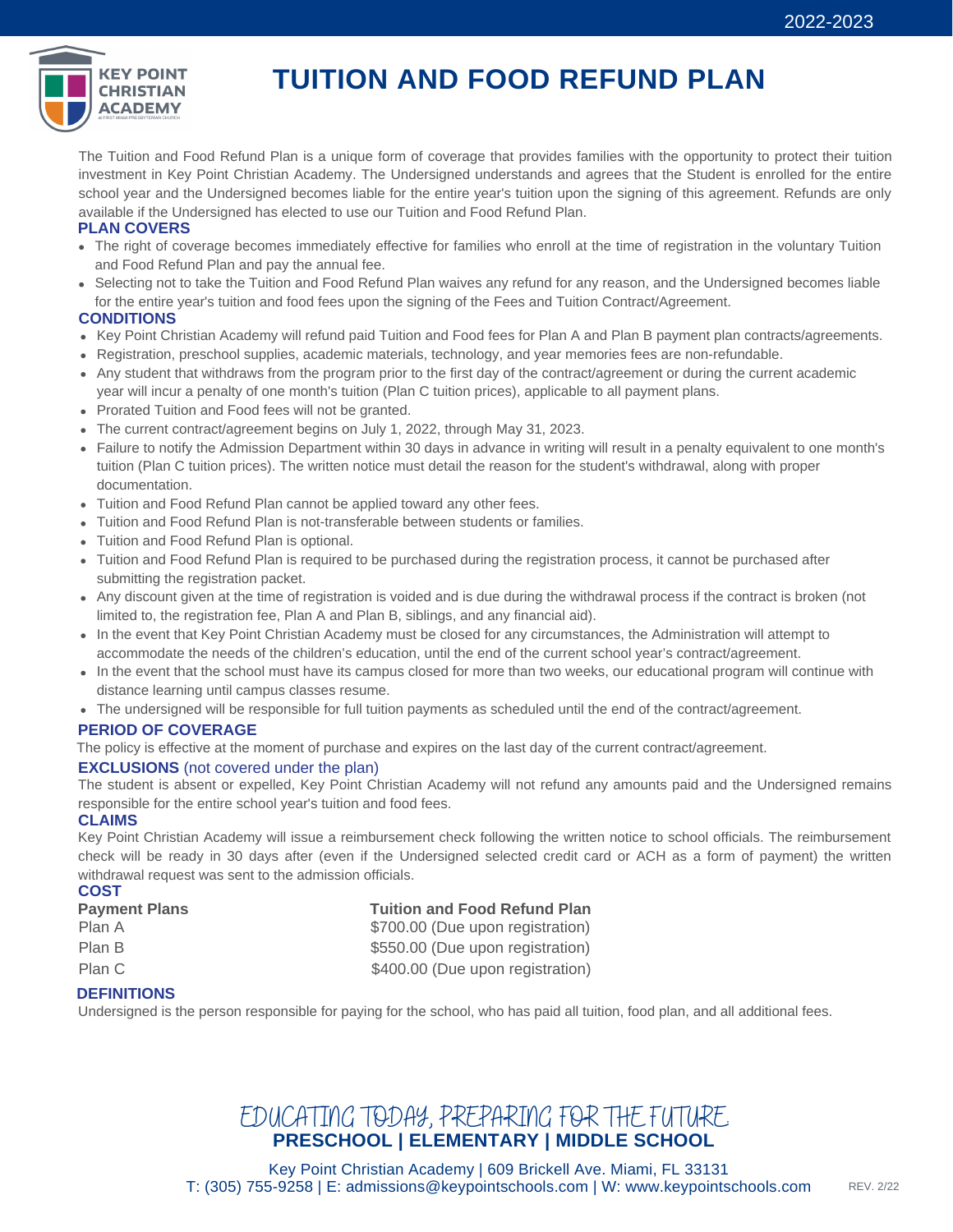2022-2023

KEY POINT CHRISTIAN ACADEMY

# TUITION AND FOOD REFUND PLAN

The Tuition and Food Refund Plan is a unique form of coverage that provides families with the opportunity to protect their tuition investment in Key Point Christian Academy. The Undersigned understands and agrees that the Student is enrolled for the entire school year and the Undersigned becomes liable for the entire year's tuition upon the signing of this agreement. Refunds are only available if the Undersigned has elected to use our Tuition and Food Refund Plan.

## PLAN COVERS

- The right of coverage becomes immediately effective for families who enroll at the time of registration in the voluntary Tuition and Food Refund Plan and pay the annual fee.
- Selecting not to take the Tuition and Food Refund Plan waives any refund for any reason, and the Undersigned becomes liable for the entire year's tuition and food fees upon the signing of the Fees and Tuition Contract/Agreement.

## CONDITIONS

- Key Point Christian Academy will refund paid Tuition and Food fees for Plan A and Plan B payment plan contracts/agreements.
- Registration, preschool supplies, academic materials, technology, and year memories fees are non-refundable.
- Any student that withdraws from the program prior to the first day of the contract/agreement or during the current academic year will incur a penalty of one month's tuition (Plan C tuition prices), applicable to all payment plans.
- Prorated Tuition and Food fees will not be granted.
- The current contract/agreement begins on July 1, 2022, through May 31, 2023.
- Failure to notify the Admission Department within 30 days in advance in writing will result in a penalty equivalent to one month's tuition (Plan C tuition prices). The written notice must detail the reason for the student's withdrawal, along with proper documentation.
- Tuition and Food Refund Plan cannot be applied toward any other fees.
- Tuition and Food Refund Plan is not-transferable between students or families.
- Tuition and Food Refund Plan is optional.
- Tuition and Food Refund Plan is required to be purchased during the registration process, it cannot be purchased after submitting the registration packet.
- Any discount given at the time of registration is voided and is due during the withdrawal process if the contract is broken (not limited to, the registration fee, Plan A and Plan B, siblings, and any financial aid).
- In the event that Key Point Christian Academy must be closed for any circumstances, the Administration will attempt to accommodate the needs of the children's education, until the end of the current school year's contract/agreement.
- In the event that the school must have its campus closed for more than two weeks, our educational program will continue with distance learning until campus classes resume.
- The undersigned will be responsible for full tuition payments as scheduled until the end of the contract/agreement.

## PERIOD OF COVERAGE

The policy is effective at the moment of purchase and expires on the last day of the current contract/agreement.

## EXCLUSIONS (not covered under the plan)

The student is absent or expelled, Key Point Christian Academy will not refund any amounts paid and the Undersigned remains responsible for the entire school year's tuition and food fees.

## CLAIMS

Key Point Christian Academy will issue a reimbursement check following the written notice to school officials. The reimbursement check will be ready in 30 days after (even if the Undersigned selected credit card or ACH as a form of payment) the written withdrawal request was sent to the admission officials.

## COST

| Payment Plans | Tuition and Food Refund Plan |
| --- | --- |
| Plan A | $700.00 (Due upon registration) |
| Plan B | $550.00 (Due upon registration) |
| Plan C | $400.00 (Due upon registration) |

## DEFINITIONS

Undersigned is the person responsible for paying for the school, who has paid all tuition, food plan, and all additional fees.

EDUCATING TODAY, PREPARING FOR THE FUTURE.

**PRESCHOOL | ELEMENTARY | MIDDLE SCHOOL**

Key Point Christian Academy | 609 Brickell Ave. Miami, FL 33131
T: (305) 755-9258 | E: admissions@keypointschools.com | W: www.keypointschools.com

REV. 2/22